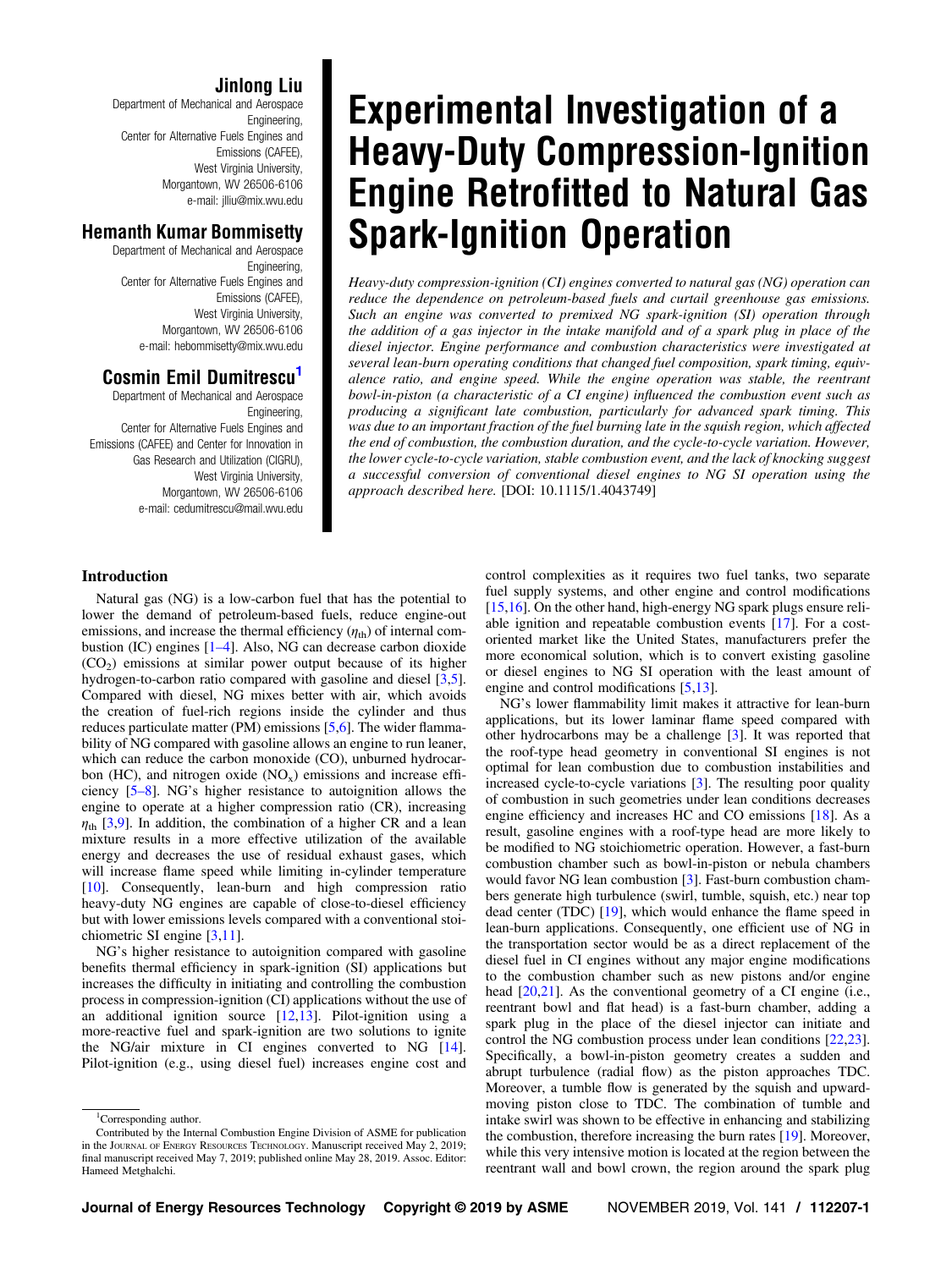# Experimental Investigation of a Heavy-Duty Compression-Ignition Engine Retrofitted to Natural Gas Spark-Ignition Operation

**Jinlong Liu**
Department of Mechanical and Aerospace Engineering,
Center for Alternative Fuels Engines and Emissions (CAFEE),
West Virginia University,
Morgantown, WV 26506-6106
e-mail: jlliu@mix.wvu.edu

**Hemanth Kumar Bommisetty**
Department of Mechanical and Aerospace Engineering,
Center for Alternative Fuels Engines and Emissions (CAFEE),
West Virginia University,
Morgantown, WV 26506-6106
e-mail: hebommisetty@mix.wvu.edu

**Cosmin Emil Dumitrescu**[1]
Department of Mechanical and Aerospace Engineering,
Center for Alternative Fuels Engines and Emissions (CAFEE) and Center for Innovation in Gas Research and Utilization (CIGRU),
West Virginia University,
Morgantown, WV 26506-6106
e-mail: cedumitrescu@mail.wvu.edu

*Heavy-duty compression-ignition (CI) engines converted to natural gas (NG) operation can reduce the dependence on petroleum-based fuels and curtail greenhouse gas emissions. Such an engine was converted to premixed NG spark-ignition (SI) operation through the addition of a gas injector in the intake manifold and of a spark plug in place of the diesel injector. Engine performance and combustion characteristics were investigated at several lean-burn operating conditions that changed fuel composition, spark timing, equivalence ratio, and engine speed. While the engine operation was stable, the reentrant bowl-in-piston (a characteristic of a CI engine) influenced the combustion event such as producing a significant late combustion, particularly for advanced spark timing. This was due to an important fraction of the fuel burning late in the squish region, which affected the end of combustion, the combustion duration, and the cycle-to-cycle variation. However, the lower cycle-to-cycle variation, stable combustion event, and the lack of knocking suggest a successful conversion of conventional diesel engines to NG SI operation using the approach described here.* [DOI: 10.1115/1.4043749]

## Introduction

Natural gas (NG) is a low-carbon fuel that has the potential to lower the demand of petroleum-based fuels, reduce engine-out emissions, and increase the thermal efficiency ($\eta_{th}$) of internal combustion (IC) engines [1–4]. Also, NG can decrease carbon dioxide ($CO_2$) emissions at similar power output because of its higher hydrogen-to-carbon ratio compared with gasoline and diesel [3,5]. Compared with diesel, NG mixes better with air, which avoids the creation of fuel-rich regions inside the cylinder and thus reduces particulate matter (PM) emissions [5,6]. The wider flammability of NG compared with gasoline allows an engine to run leaner, which can reduce the carbon monoxide (CO), unburned hydrocarbon (HC), and nitrogen oxide ($NO_x$) emissions and increase efficiency [5–8]. NG's higher resistance to autoignition allows the engine to operate at a higher compression ratio (CR), increasing $\eta_{th}$ [3,9]. In addition, the combination of a higher CR and a lean mixture results in a more effective utilization of the available energy and decreases the use of residual exhaust gases, which will increase flame speed while limiting in-cylinder temperature [10]. Consequently, lean-burn and high compression ratio heavy-duty NG engines are capable of close-to-diesel efficiency but with lower emissions levels compared with a conventional stoichiometric SI engine [3,11].

NG's higher resistance to autoignition compared with gasoline benefits thermal efficiency in spark-ignition (SI) applications but increases the difficulty in initiating and controlling the combustion process in compression-ignition (CI) applications without the use of an additional ignition source [12,13]. Pilot-ignition using a more-reactive fuel and spark-ignition are two solutions to ignite the NG/air mixture in CI engines converted to NG [14]. Pilot-ignition (e.g., using diesel fuel) increases engine cost and control complexities as it requires two fuel tanks, two separate fuel supply systems, and other engine and control modifications [15,16]. On the other hand, high-energy NG spark plugs ensure reliable ignition and repeatable combustion events [17]. For a cost-oriented market like the United States, manufacturers prefer the more economical solution, which is to convert existing gasoline or diesel engines to NG SI operation with the least amount of engine and control modifications [5,13].

NG's lower flammability limit makes it attractive for lean-burn applications, but its lower laminar flame speed compared with other hydrocarbons may be a challenge [3]. It was reported that the roof-type head geometry in conventional SI engines is not optimal for lean combustion due to combustion instabilities and increased cycle-to-cycle variations [3]. The resulting poor quality of combustion in such geometries under lean conditions decreases engine efficiency and increases HC and CO emissions [18]. As a result, gasoline engines with a roof-type head are more likely to be modified to NG stoichiometric operation. However, a fast-burn combustion chamber such as bowl-in-piston or nebula chambers would favor NG lean combustion [3]. Fast-burn combustion chambers generate high turbulence (swirl, tumble, squish, etc.) near top dead center (TDC) [19], which would enhance the flame speed in lean-burn applications. Consequently, one efficient use of NG in the transportation sector would be as a direct replacement of the diesel fuel in CI engines without any major engine modifications to the combustion chamber such as new pistons and/or engine head [20,21]. As the conventional geometry of a CI engine (i.e., reentrant bowl and flat head) is a fast-burn chamber, adding a spark plug in the place of the diesel injector can initiate and control the NG combustion process under lean conditions [22,23]. Specifically, a bowl-in-piston geometry creates a sudden and abrupt turbulence (radial flow) as the piston approaches TDC. Moreover, a tumble flow is generated by the squish and upward-moving piston close to TDC. The combination of tumble and intake swirl was shown to be effective in enhancing and stabilizing the combustion, therefore increasing the burn rates [19]. Moreover, while this very intensive motion is located at the region between the reentrant wall and bowl crown, the region around the spark plug

---

[1]Corresponding author.

Contributed by the Internal Combustion Engine Division of ASME for publication in the Journal of Energy Resources Technology. Manuscript received May 2, 2019; final manuscript received May 7, 2019; published online May 28, 2019. Assoc. Editor: Hameed Metghalchi.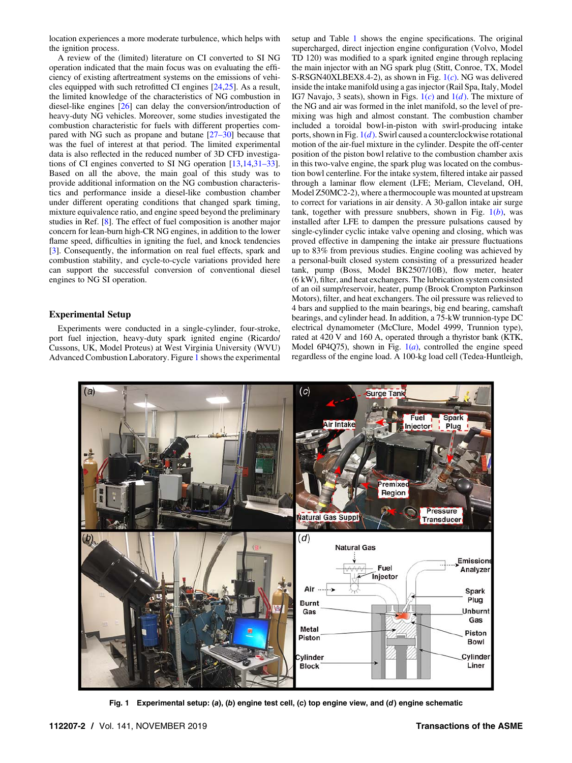location experiences a more moderate turbulence, which helps with the ignition process.

A review of the (limited) literature on CI converted to SI NG operation indicated that the main focus was on evaluating the efficiency of existing aftertreatment systems on the emissions of vehicles equipped with such retrofitted CI engines [24,25]. As a result, the limited knowledge of the characteristics of NG combustion in diesel-like engines [26] can delay the conversion/introduction of heavy-duty NG vehicles. Moreover, some studies investigated the combustion characteristic for fuels with different properties compared with NG such as propane and butane [27–30] because that was the fuel of interest at that period. The limited experimental data is also reflected in the reduced number of 3D CFD investigations of CI engines converted to SI NG operation [13,14,31–33]. Based on all the above, the main goal of this study was to provide additional information on the NG combustion characteristics and performance inside a diesel-like combustion chamber under different operating conditions that changed spark timing, mixture equivalence ratio, and engine speed beyond the preliminary studies in Ref. [8]. The effect of fuel composition is another major concern for lean-burn high-CR NG engines, in addition to the lower flame speed, difficulties in igniting the fuel, and knock tendencies [3]. Consequently, the information on real fuel effects, spark and combustion stability, and cycle-to-cycle variations provided here can support the successful conversion of conventional diesel engines to NG SI operation.

## Experimental Setup

Experiments were conducted in a single-cylinder, four-stroke, port fuel injection, heavy-duty spark ignited engine (Ricardo/Cussons, UK, Model Proteus) at West Virginia University (WVU) Advanced Combustion Laboratory. Figure 1 shows the experimental setup and Table 1 shows the engine specifications. The original supercharged, direct injection engine configuration (Volvo, Model TD 120) was modified to a spark ignited engine through replacing the main injector with an NG spark plug (Stitt, Conroe, TX, Model S-RSGN40XLBEX8.4-2), as shown in Fig. 1(*c*). NG was delivered inside the intake manifold using a gas injector (Rail Spa, Italy, Model IG7 Navajo, 3 seats), shown in Figs. 1(*c*) and 1(*d*). The mixture of the NG and air was formed in the inlet manifold, so the level of premixing was high and almost constant. The combustion chamber included a toroidal bowl-in-piston with swirl-producing intake ports, shown in Fig. 1(*d*). Swirl caused a counterclockwise rotational motion of the air-fuel mixture in the cylinder. Despite the off-center position of the piston bowl relative to the combustion chamber axis in this two-valve engine, the spark plug was located on the combustion bowl centerline. For the intake system, filtered intake air passed through a laminar flow element (LFE; Meriam, Cleveland, OH, Model Z50MC2-2), where a thermocouple was mounted at upstream to correct for variations in air density. A 30-gallon intake air surge tank, together with pressure snubbers, shown in Fig. 1(*b*), was installed after LFE to dampen the pressure pulsations caused by single-cylinder cyclic intake valve opening and closing, which was proved effective in dampening the intake air pressure fluctuations up to 83% from previous studies. Engine cooling was achieved by a personal-built closed system consisting of a pressurized header tank, pump (Boss, Model BK2507/10B), flow meter, heater (6 kW), filter, and heat exchangers. The lubrication system consisted of an oil sump/reservoir, heater, pump (Brook Crompton Parkinson Motors), filter, and heat exchangers. The oil pressure was relieved to 4 bars and supplied to the main bearings, big end bearing, camshaft bearings, and cylinder head. In addition, a 75-kW trunnion-type DC electrical dynamometer (McClure, Model 4999, Trunnion type), rated at 420 V and 160 A, operated through a thyristor bank (KTK, Model 6P4Q75), shown in Fig. 1(*a*), controlled the engine speed regardless of the engine load. A 100-kg load cell (Tedea-Huntleigh,

**Fig. 1 Experimental setup: (*a*), (*b*) engine test cell, (*c*) top engine view, and (*d*) engine schematic**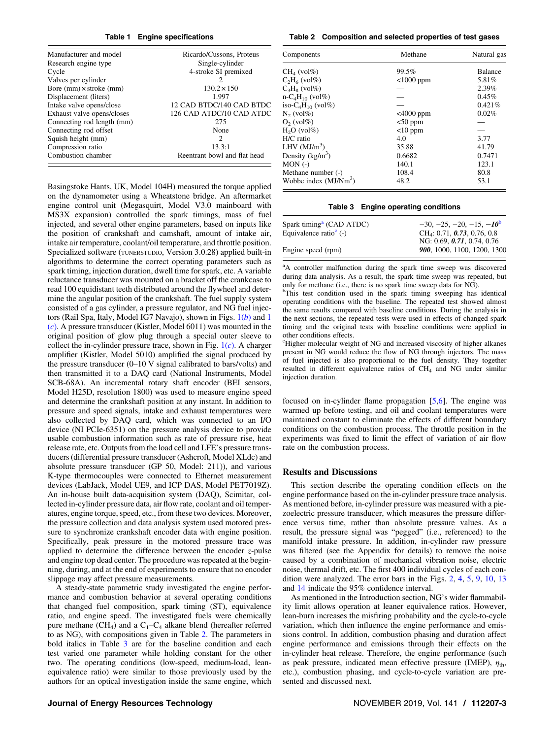**Table 1 Engine specifications**

| | |
|---|---|
| Manufacturer and model | Ricardo/Cussons, Proteus |
| Research engine type | Single-cylinder |
| Cycle | 4-stroke SI premixed |
| Valves per cylinder | 2 |
| Bore (mm) × stroke (mm) | 130.2 × 150 |
| Displacement (liters) | 1.997 |
| Intake valve opens/close | 12 CAD BTDC/140 CAD BTDC |
| Exhaust valve opens/closes | 126 CAD ATDC/10 CAD ATDC |
| Connecting rod length (mm) | 275 |
| Connecting rod offset | None |
| Squish height (mm) | 2 |
| Compression ratio | 13.3:1 |
| Combustion chamber | Reentrant bowl and flat head |

**Table 2 Composition and selected properties of test gases**

| Components | Methane | Natural gas |
|---|---|---|
| $CH_4$ (vol%) | 99.5% | Balance |
| $C_2H_6$ (vol%) | <1000 ppm | 5.81% |
| $C_3H_8$ (vol%) | — | 2.39% |
| n-$C_4H_{10}$ (vol%) | — | 0.45% |
| iso-$C_4H_{10}$ (vol%) | — | 0.421% |
| $N_2$ (vol%) | <4000 ppm | 0.02% |
| $O_2$ (vol%) | <50 ppm | — |
| $H_2O$ (vol%) | <10 ppm | — |
| H/C ratio | 4.0 | 3.77 |
| LHV ($MJ/m^3$) | 35.88 | 41.79 |
| Density ($kg/m^3$) | 0.6682 | 0.7471 |
| MON (-) | 140.1 | 123.1 |
| Methane number (-) | 108.4 | 80.8 |
| Wobbe index ($MJ/Nm^3$) | 48.2 | 53.1 |

**Table 3 Engine operating conditions**

| | |
|---|---|
| Spark timing[a] (CAD ATDC) | −30, −25, −20, −15, ***−10***[b] |
| Equivalence ratio[c] (-) | $CH_4$: 0.71, ***0.73***, 0.76, 0.8<br>NG: 0.69, ***0.71***, 0.74, 0.76 |
| Engine speed (rpm) | ***900***, 1000, 1100, 1200, 1300 |

[a]A controller malfunction during the spark time sweep was discovered during data analysis. As a result, the spark time sweep was repeated, but only for methane (i.e., there is no spark time sweep data for NG).

[b]This test condition used in the spark timing sweeping has identical operating conditions with the baseline. The repeated test showed almost the same results compared with baseline conditions. During the analysis in the next sections, the repeated tests were used in effects of changed spark timing and the original tests with baseline conditions were applied in other conditions effects.

[c]Higher molecular weight of NG and increased viscosity of higher alkanes present in NG would reduce the flow of NG through injectors. The mass of fuel injected is also proportional to the fuel density. They together resulted in different equivalence ratios of $CH_4$ and NG under similar injection duration.

Basingstoke Hants, UK, Model 104H) measured the torque applied on the dynamometer using a Wheatstone bridge. An aftermarket engine control unit (Megasquirt, Model V3.0 mainboard with MS3X expansion) controlled the spark timings, mass of fuel injected, and several other engine parameters, based on inputs like the position of crankshaft and camshaft, amount of intake air, intake air temperature, coolant/oil temperature, and throttle position. Specialized software (TUNERSTUDIO, Version 3.0.28) applied built-in algorithms to determine the correct operating parameters such as spark timing, injection duration, dwell time for spark, etc. A variable reluctance transducer was mounted on a bracket off the crankcase to read 100 equidistant teeth distributed around the flywheel and determine the angular position of the crankshaft. The fuel supply system consisted of a gas cylinder, a pressure regulator, and NG fuel injectors (Rail Spa, Italy, Model IG7 Navajo), shown in Figs. 1(*b*) and 1(*c*). A pressure transducer (Kistler, Model 6011) was mounted in the original position of glow plug through a special outer sleeve to collect the in-cylinder pressure trace, shown in Fig. 1(*c*). A charger amplifier (Kistler, Model 5010) amplified the signal produced by the pressure transducer (0–10 V signal calibrated to bars/volts) and then transmitted it to a DAQ card (National Instruments, Model SCB-68A). An incremental rotary shaft encoder (BEI sensors, Model H25D, resolution 1800) was used to measure engine speed and determine the crankshaft position at any instant. In addition to pressure and speed signals, intake and exhaust temperatures were also collected by DAQ card, which was connected to an I/O device (NI PCIe-6351) on the pressure analysis device to provide usable combustion information such as rate of pressure rise, heat release rate, etc. Outputs from the load cell and LFE's pressure transducers (differential pressure transducer (Ashcroft, Model XLdc) and absolute pressure transducer (GP 50, Model: 211)), and various K-type thermocouples were connected to Ethernet measurement devices (LabJack, Model UE9, and ICP DAS, Model PET7019Z). An in-house built data-acquisition system (DAQ), Scimitar, collected in-cylinder pressure data, air flow rate, coolant and oil temperatures, engine torque, speed, etc., from these two devices. Moreover, the pressure collection and data analysis system used motored pressure to synchronize crankshaft encoder data with engine position. Specifically, peak pressure in the motored pressure trace was applied to determine the difference between the encoder *z*-pulse and engine top dead center. The procedure was repeated at the beginning, during, and at the end of experiments to ensure that no encoder slippage may affect pressure measurements.

A steady-state parametric study investigated the engine performance and combustion behavior at several operating conditions that changed fuel composition, spark timing (ST), equivalence ratio, and engine speed. The investigated fuels were chemically pure methane ($CH_4$) and a $C_1$–$C_4$ alkane blend (hereafter referred to as NG), with compositions given in Table 2. The parameters in bold italics in Table 3 are for the baseline condition and each test varied one parameter while holding constant for the other two. The operating conditions (low-speed, medium-load, lean-equivalence ratio) were similar to those previously used by the authors for an optical investigation inside the same engine, which focused on in-cylinder flame propagation [5,6]. The engine was warmed up before testing, and oil and coolant temperatures were maintained constant to eliminate the effects of different boundary conditions on the combustion process. The throttle position in the experiments was fixed to limit the effect of variation of air flow rate on the combustion process.

## Results and Discussions

This section describe the operating condition effects on the engine performance based on the in-cylinder pressure trace analysis. As mentioned before, in-cylinder pressure was measured with a piezoelectric pressure transducer, which measures the pressure difference versus time, rather than absolute pressure values. As a result, the pressure signal was "pegged" (i.e., referenced) to the manifold intake pressure. In addition, in-cylinder raw pressure was filtered (see the Appendix for details) to remove the noise caused by a combination of mechanical vibration noise, electric noise, thermal drift, etc. The first 400 individual cycles of each condition were analyzed. The error bars in the Figs. 2, 4, 5, 9, 10, 13 and 14 indicate the 95% confidence interval.

As mentioned in the Introduction section, NG's wider flammability limit allows operation at leaner equivalence ratios. However, lean-burn increases the misfiring probability and the cycle-to-cycle variation, which then influence the engine performance and emissions control. In addition, combustion phasing and duration affect engine performance and emissions through their effects on the in-cylinder heat release. Therefore, the engine performance (such as peak pressure, indicated mean effective pressure (IMEP), $\eta_{th}$, etc.), combustion phasing, and cycle-to-cycle variation are presented and discussed next.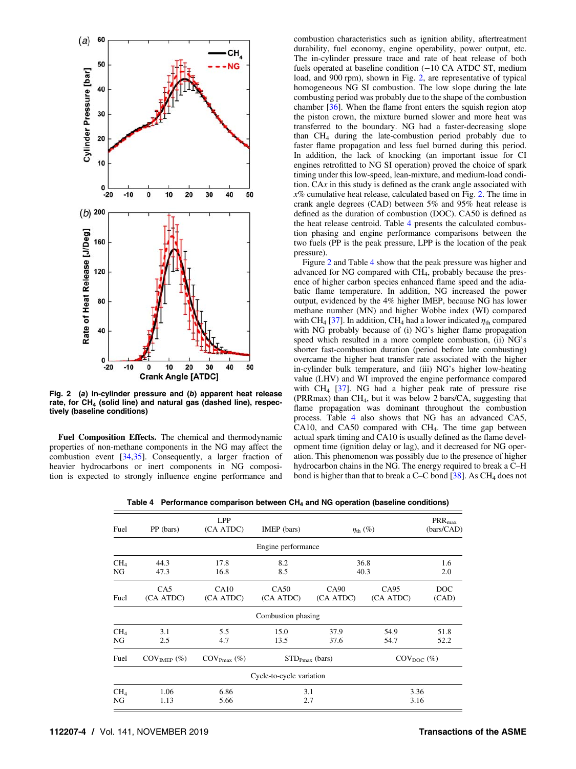Fig. 2 (a) In-cylinder pressure and (b) apparent heat release rate, for $CH_4$ (solid line) and natural gas (dashed line), respectively (baseline conditions)

**Fuel Composition Effects.** The chemical and thermodynamic properties of non-methane components in the NG may affect the combustion event [34,35]. Consequently, a larger fraction of heavier hydrocarbons or inert components in NG composition is expected to strongly influence engine performance and combustion characteristics such as ignition ability, aftertreatment durability, fuel economy, engine operability, power output, etc. The in-cylinder pressure trace and rate of heat release of both fuels operated at baseline condition (−10 CA ATDC ST, medium load, and 900 rpm), shown in Fig. 2, are representative of typical homogeneous NG SI combustion. The low slope during the late combusting period was probably due to the shape of the combustion chamber [36]. When the flame front enters the squish region atop the piston crown, the mixture burned slower and more heat was transferred to the boundary. NG had a faster-decreasing slope than $CH_4$ during the late-combustion period probably due to faster flame propagation and less fuel burned during this period. In addition, the lack of knocking (an important issue for CI engines retrofitted to NG SI operation) proved the choice of spark timing under this low-speed, lean-mixture, and medium-load condition. CA*x* in this study is defined as the crank angle associated with *x*% cumulative heat release, calculated based on Fig. 2. The time in crank angle degrees (CAD) between 5% and 95% heat release is defined as the duration of combustion (DOC). CA50 is defined as the heat release centroid. Table 4 presents the calculated combustion phasing and engine performance comparisons between the two fuels (PP is the peak pressure, LPP is the location of the peak pressure).

Figure 2 and Table 4 show that the peak pressure was higher and advanced for NG compared with $CH_4$, probably because the presence of higher carbon species enhanced flame speed and the adiabatic flame temperature. In addition, NG increased the power output, evidenced by the 4% higher IMEP, because NG has lower methane number (MN) and higher Wobbe index (WI) compared with $CH_4$ [37]. In addition, $CH_4$ had a lower indicated $\eta_{th}$ compared with NG probably because of (i) NG's higher flame propagation speed which resulted in a more complete combustion, (ii) NG's shorter fast-combustion duration (period before late combusting) overcame the higher heat transfer rate associated with the higher in-cylinder bulk temperature, and (iii) NG's higher low-heating value (LHV) and WI improved the engine performance compared with $CH_4$ [37]. NG had a higher peak rate of pressure rise (PRRmax) than $CH_4$, but it was below 2 bars/CA, suggesting that flame propagation was dominant throughout the combustion process. Table 4 also shows that NG has an advanced CA5, CA10, and CA50 compared with $CH_4$. The time gap between actual spark timing and CA10 is usually defined as the flame development time (ignition delay or lag), and it decreased for NG operation. This phenomenon was possibly due to the presence of higher hydrocarbon chains in the NG. The energy required to break a C–H bond is higher than that to break a C–C bond [38]. As $CH_4$ does not

Table 4 Performance comparison between $CH_4$ and NG operation (baseline conditions)

| Fuel | PP (bars) | LPP (CA ATDC) | IMEP (bars) | $\eta_{th}$ (%) | | $PRR_{max}$ (bars/CAD) |
|---|---|---|---|---|---|---|
| | | | Engine performance | | | |
| $CH_4$ | 44.3 | 17.8 | 8.2 | 36.8 | | 1.6 |
| NG | 47.3 | 16.8 | 8.5 | 40.3 | | 2.0 |
| Fuel | CA5 (CA ATDC) | CA10 (CA ATDC) | CA50 (CA ATDC) | CA90 (CA ATDC) | CA95 (CA ATDC) | DOC (CAD) |
| | | | Combustion phasing | | | |
| $CH_4$ | 3.1 | 5.5 | 15.0 | 37.9 | 54.9 | 51.8 |
| NG | 2.5 | 4.7 | 13.5 | 37.6 | 54.7 | 52.2 |
| Fuel | $COV_{IMEP}$ (%) | $COV_{Pmax}$ (%) | $STD_{Pmax}$ (bars) | | $COV_{DOC}$ (%) | |
| | | | Cycle-to-cycle variation | | | |
| $CH_4$ | 1.06 | 6.86 | 3.1 | | 3.36 | |
| NG | 1.13 | 5.66 | 2.7 | | 3.16 | |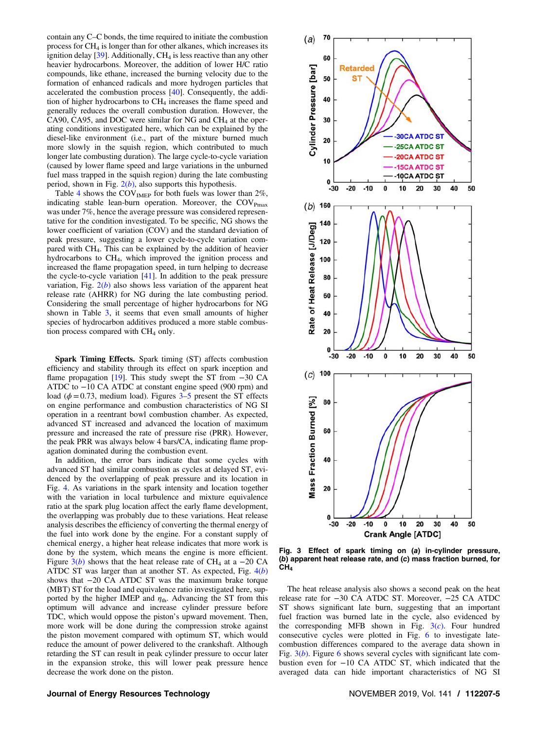contain any C–C bonds, the time required to initiate the combustion process for $CH_4$ is longer than for other alkanes, which increases its ignition delay [39]. Additionally, $CH_4$ is less reactive than any other heavier hydrocarbons. Moreover, the addition of lower H/C ratio compounds, like ethane, increased the burning velocity due to the formation of enhanced radicals and more hydrogen particles that accelerated the combustion process [40]. Consequently, the addition of higher hydrocarbons to $CH_4$ increases the flame speed and generally reduces the overall combustion duration. However, the CA90, CA95, and DOC were similar for NG and $CH_4$ at the operating conditions investigated here, which can be explained by the diesel-like environment (i.e., part of the mixture burned much more slowly in the squish region, which contributed to much longer late combusting duration). The large cycle-to-cycle variation (caused by lower flame speed and large variations in the unburned fuel mass trapped in the squish region) during the late combusting period, shown in Fig. 2(*b*), also supports this hypothesis.

Table 4 shows the $COV_{IMEP}$ for both fuels was lower than 2%, indicating stable lean-burn operation. Moreover, the $COV_{Pmax}$ was under 7%, hence the average pressure was considered representative for the condition investigated. To be specific, NG shows the lower coefficient of variation (COV) and the standard deviation of peak pressure, suggesting a lower cycle-to-cycle variation compared with $CH_4$. This can be explained by the addition of heavier hydrocarbons to $CH_4$, which improved the ignition process and increased the flame propagation speed, in turn helping to decrease the cycle-to-cycle variation [41]. In addition to the peak pressure variation, Fig. 2(*b*) also shows less variation of the apparent heat release rate (AHRR) for NG during the late combusting period. Considering the small percentage of higher hydrocarbons for NG shown in Table 3, it seems that even small amounts of higher species of hydrocarbon additives produced a more stable combustion process compared with $CH_4$ only.

**Spark Timing Effects.** Spark timing (ST) affects combustion efficiency and stability through its effect on spark ignition and flame propagation [19]. This study swept the ST from −30 CA ATDC to −10 CA ATDC at constant engine speed (900 rpm) and load ($\phi = 0.73$, medium load). Figures 3–5 present the ST effects on engine performance and combustion characteristics of NG SI operation in a reentrant bowl combustion chamber. As expected, advanced ST increased and advanced the location of maximum pressure and increased the rate of pressure rise (PRR). However, the peak PRR was always below 4 bars/CA, indicating flame propagation dominated during the combustion event.

In addition, the error bars indicate that some cycles with advanced ST had similar combustion as cycles at delayed ST, evidenced by the overlapping of peak pressure and its location in Fig. 4. As variations in the spark intensity and location together with the variation in local turbulence and mixture equivalence ratio at the spark plug location affect the early flame development, the overlapping was probably due to these variations. Heat release analysis describes the efficiency of converting the thermal energy of the fuel into work done by the engine. For a constant supply of chemical energy, a higher heat release indicates that more work is done by the system, which means the engine is more efficient. Figure 3(*b*) shows that the heat release rate of $CH_4$ at a −20 CA ATDC ST was larger than at another ST. As expected, Fig. 4(*b*) shows that −20 CA ATDC ST was the maximum brake torque (MBT) ST for the load and equivalence ratio investigated here, supported by the higher IMEP and $\eta_{th}$. Advancing the ST from this optimum will advance and increase cylinder pressure before TDC, which would oppose the piston's upward movement. Then, more work will be done during the compression stroke against the piston movement compared with optimum ST, which would reduce the amount of power delivered to the crankshaft. Although retarding the ST can result in peak cylinder pressure to occur later in the expansion stroke, this will lower peak pressure hence decrease the work done on the piston.

**Fig. 3 Effect of spark timing on (*a*) in-cylinder pressure, (*b*) apparent heat release rate, and (*c*) mass fraction burned, for $CH_4$**

The heat release analysis also shows a second peak on the heat release rate for −30 CA ATDC ST. Moreover, −25 CA ATDC ST shows significant late burn, suggesting that an important fuel fraction was burned late in the cycle, also evidenced by the corresponding MFB shown in Fig. 3(*c*). Four hundred consecutive cycles were plotted in Fig. 6 to investigate late-combustion differences compared to the average data shown in Fig. 3(*b*). Figure 6 shows several cycles with significant late combustion even for −10 CA ATDC ST, which indicated that the averaged data can hide important characteristics of NG SI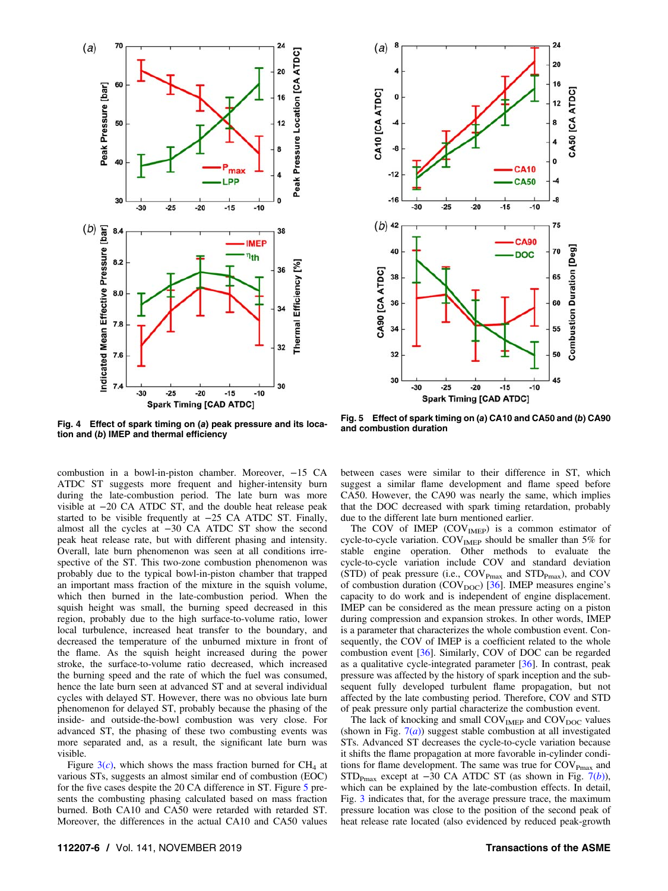Fig. 4 Effect of spark timing on (a) peak pressure and its location and (b) IMEP and thermal efficiency

Fig. 5 Effect of spark timing on (a) CA10 and CA50 and (b) CA90 and combustion duration

combustion in a bowl-in-piston chamber. Moreover, −15 CA ATDC ST suggests more frequent and higher-intensity burn during the late-combustion period. The late burn was more visible at −20 CA ATDC ST, and the double heat release peak started to be visible frequently at −25 CA ATDC ST. Finally, almost all the cycles at −30 CA ATDC ST show the second peak heat release rate, but with different phasing and intensity. Overall, late burn phenomenon was seen at all conditions irrespective of the ST. This two-zone combustion phenomenon was probably due to the typical bowl-in-piston chamber that trapped an important mass fraction of the mixture in the squish volume, which then burned in the late-combustion period. When the squish height was small, the burning speed decreased in this region, probably due to the high surface-to-volume ratio, lower local turbulence, increased heat transfer to the boundary, and decreased the temperature of the unburned mixture in front of the flame. As the squish height increased during the power stroke, the surface-to-volume ratio decreased, which increased the burning speed and the rate of which the fuel was consumed, hence the late burn seen at advanced ST and at several individual cycles with delayed ST. However, there was no obvious late burn phenomenon for delayed ST, probably because the phasing of the inside- and outside-the-bowl combustion was very close. For advanced ST, the phasing of these two combusting events was more separated and, as a result, the significant late burn was visible.

Figure 3(c), which shows the mass fraction burned for $CH_4$ at various STs, suggests an almost similar end of combustion (EOC) for the five cases despite the 20 CA difference in ST. Figure 5 presents the combusting phasing calculated based on mass fraction burned. Both CA10 and CA50 were retarded with retarded ST. Moreover, the differences in the actual CA10 and CA50 values between cases were similar to their difference in ST, which suggest a similar flame development and flame speed before CA50. However, the CA90 was nearly the same, which implies that the DOC decreased with spark timing retardation, probably due to the different late burn mentioned earlier.

The COV of IMEP ($COV_{IMEP}$) is a common estimator of cycle-to-cycle variation. $COV_{IMEP}$ should be smaller than 5% for stable engine operation. Other methods to evaluate the cycle-to-cycle variation include COV and standard deviation (STD) of peak pressure (i.e., $COV_{Pmax}$ and $STD_{Pmax}$), and COV of combustion duration ($COV_{DOC}$) [36]. IMEP measures engine's capacity to do work and is independent of engine displacement. IMEP can be considered as the mean pressure acting on a piston during compression and expansion strokes. In other words, IMEP is a parameter that characterizes the whole combustion event. Consequently, the COV of IMEP is a coefficient related to the whole combustion event [36]. Similarly, COV of DOC can be regarded as a qualitative cycle-integrated parameter [36]. In contrast, peak pressure was affected by the history of spark inception and the subsequent fully developed turbulent flame propagation, but not affected by the late combusting period. Therefore, COV and STD of peak pressure only partial characterize the combustion event.

The lack of knocking and small $COV_{IMEP}$ and $COV_{DOC}$ values (shown in Fig. 7(a)) suggest stable combustion at all investigated STs. Advanced ST decreases the cycle-to-cycle variation because it shifts the flame propagation at more favorable in-cylinder conditions for flame development. The same was true for $COV_{Pmax}$ and $STD_{Pmax}$ except at −30 CA ATDC ST (as shown in Fig. 7(b)), which can be explained by the late-combustion effects. In detail, Fig. 3 indicates that, for the average pressure trace, the maximum pressure location was close to the position of the second peak of heat release rate located (also evidenced by reduced peak-growth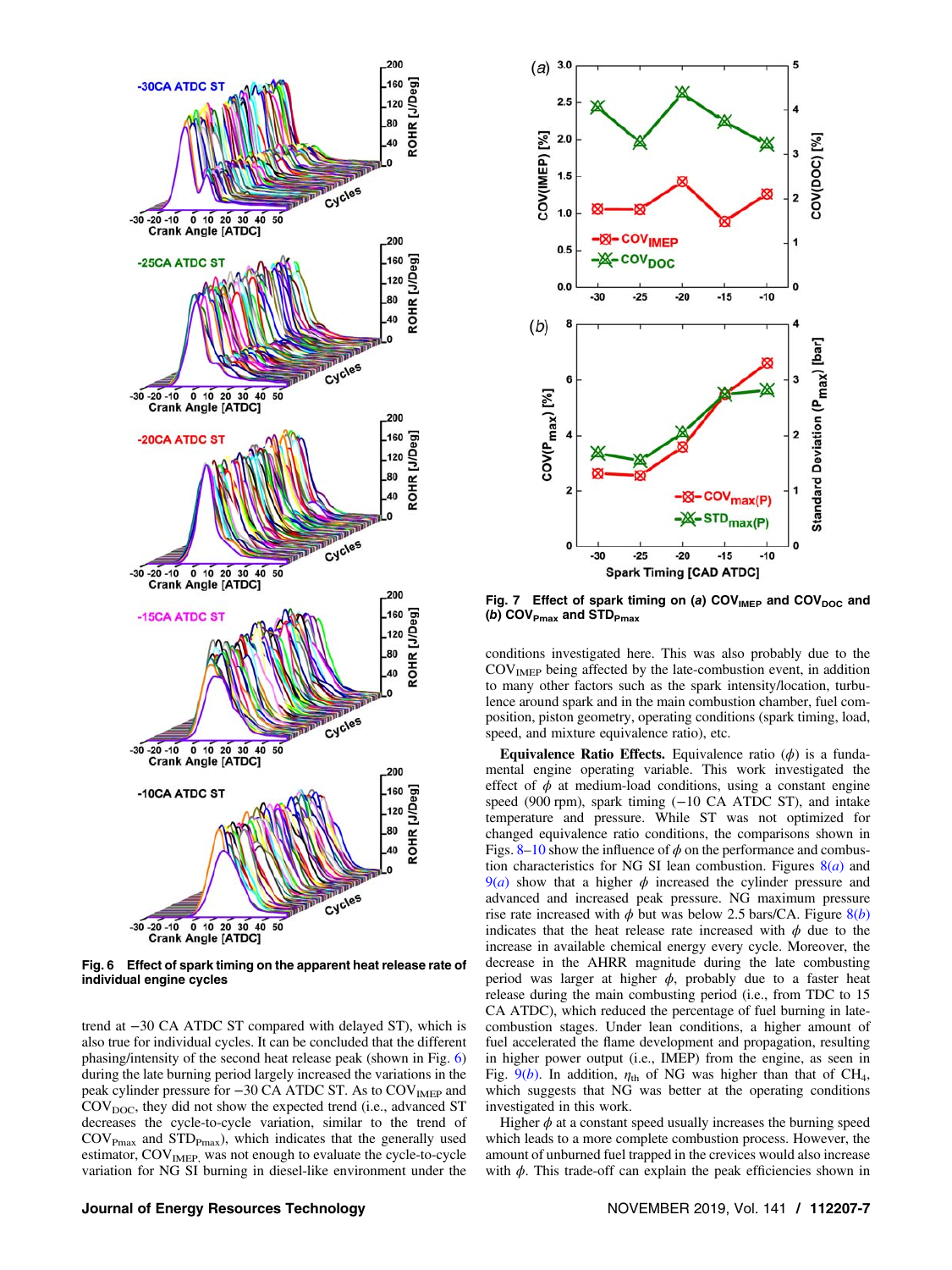Fig. 6 Effect of spark timing on the apparent heat release rate of individual engine cycles

trend at −30 CA ATDC ST compared with delayed ST), which is also true for individual cycles. It can be concluded that the different phasing/intensity of the second heat release peak (shown in Fig. 6) during the late burning period largely increased the variations in the peak cylinder pressure for −30 CA ATDC ST. As to $COV_{IMEP}$ and $COV_{DOC}$, they did not show the expected trend (i.e., advanced ST decreases the cycle-to-cycle variation, similar to the trend of $COV_{Pmax}$ and $STD_{Pmax}$), which indicates that the generally used estimator, $COV_{IMEP,}$ was not enough to evaluate the cycle-to-cycle variation for NG SI burning in diesel-like environment under the conditions investigated here. This was also probably due to the $COV_{IMEP}$ being affected by the late-combustion event, in addition to many other factors such as the spark intensity/location, turbulence around spark and in the main combustion chamber, fuel composition, piston geometry, operating conditions (spark timing, load, speed, and mixture equivalence ratio), etc.

Fig. 7 Effect of spark timing on (*a*) $COV_{IMEP}$ and $COV_{DOC}$ and (*b*) $COV_{Pmax}$ and $STD_{Pmax}$

**Equivalence Ratio Effects.** Equivalence ratio ($\phi$) is a fundamental engine operating variable. This work investigated the effect of $\phi$ at medium-load conditions, using a constant engine speed (900 rpm), spark timing (−10 CA ATDC ST), and intake temperature and pressure. While ST was not optimized for changed equivalence ratio conditions, the comparisons shown in Figs. 8–10 show the influence of $\phi$ on the performance and combustion characteristics for NG SI lean combustion. Figures 8(*a*) and 9(*a*) show that a higher $\phi$ increased the cylinder pressure and advanced and increased peak pressure. NG maximum pressure rise rate increased with $\phi$ but was below 2.5 bars/CA. Figure 8(*b*) indicates that the heat release rate increased with $\phi$ due to the increase in available chemical energy every cycle. Moreover, the decrease in the AHRR magnitude during the late combusting period was larger at higher $\phi$, probably due to a faster heat release during the main combusting period (i.e., from TDC to 15 CA ATDC), which reduced the percentage of fuel burning in late-combustion stages. Under lean conditions, a higher amount of fuel accelerated the flame development and propagation, resulting in higher power output (i.e., IMEP) from the engine, as seen in Fig. 9(*b*). In addition, $\eta_{th}$ of NG was higher than that of $CH_4$, which suggests that NG was better at the operating conditions investigated in this work.

Higher $\phi$ at a constant speed usually increases the burning speed which leads to a more complete combustion process. However, the amount of unburned fuel trapped in the crevices would also increase with $\phi$. This trade-off can explain the peak efficiencies shown in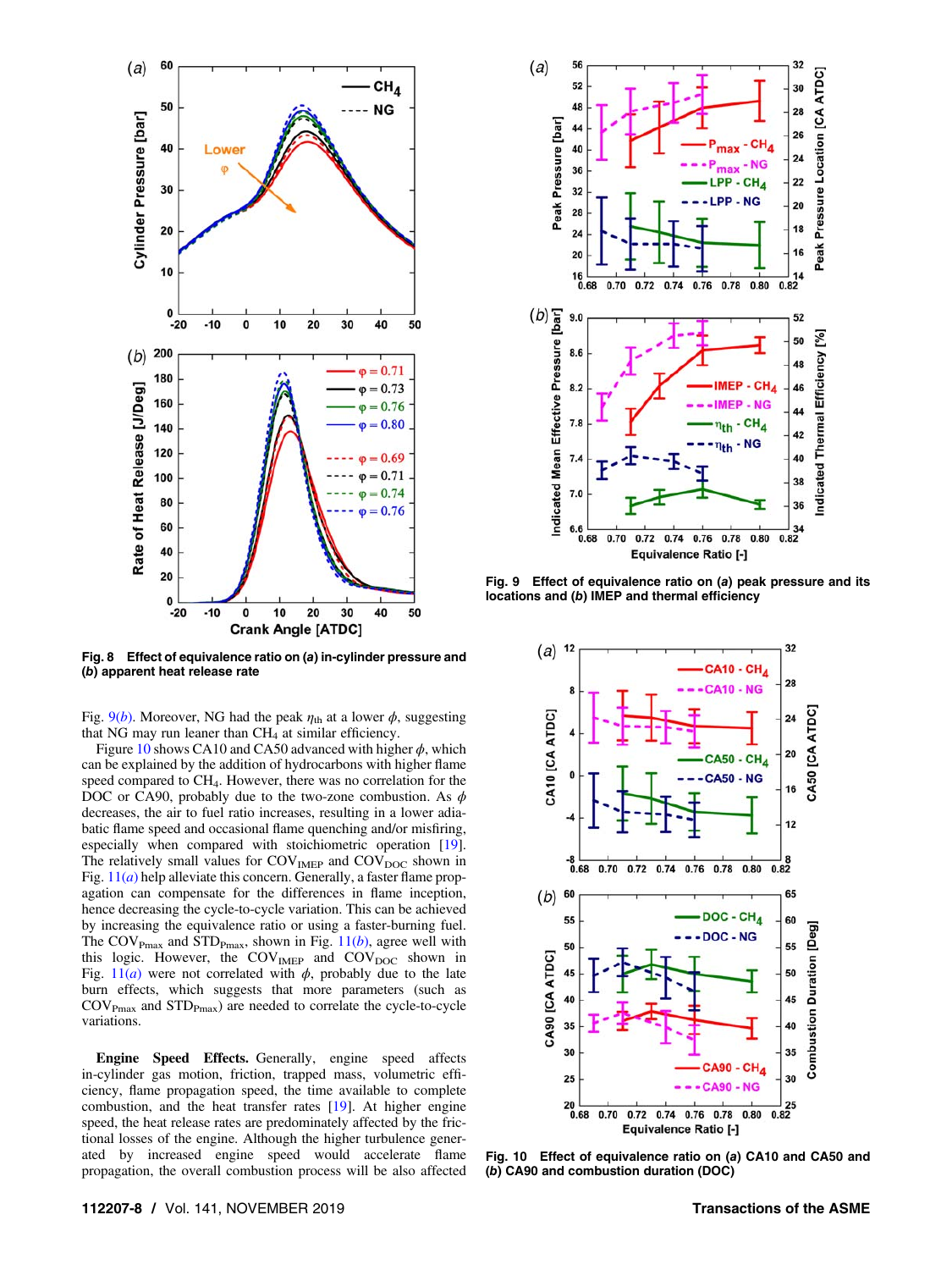Fig. 8 Effect of equivalence ratio on (*a*) in-cylinder pressure and (*b*) apparent heat release rate

Fig. 9 Effect of equivalence ratio on (*a*) peak pressure and its locations and (*b*) IMEP and thermal efficiency

Fig. 10 Effect of equivalence ratio on (*a*) CA10 and CA50 and (*b*) CA90 and combustion duration (DOC)

Fig. 9(*b*). Moreover, NG had the peak $\eta_{th}$ at a lower $\phi$, suggesting that NG may run leaner than $CH_4$ at similar efficiency.

Figure 10 shows CA10 and CA50 advanced with higher $\phi$, which can be explained by the addition of hydrocarbons with higher flame speed compared to $CH_4$. However, there was no correlation for the DOC or CA90, probably due to the two-zone combustion. As $\phi$ decreases, the air to fuel ratio increases, resulting in a lower adiabatic flame speed and occasional flame quenching and/or misfiring, especially when compared with stoichiometric operation [19]. The relatively small values for $COV_{IMEP}$ and $COV_{DOC}$ shown in Fig. 11(*a*) help alleviate this concern. Generally, a faster flame propagation can compensate for the differences in flame inception, hence decreasing the cycle-to-cycle variation. This can be achieved by increasing the equivalence ratio or using a faster-burning fuel. The $COV_{Pmax}$ and $STD_{Pmax}$, shown in Fig. 11(*b*), agree well with this logic. However, the $COV_{IMEP}$ and $COV_{DOC}$ shown in Fig. 11(*a*) were not correlated with $\phi$, probably due to the late burn effects, which suggests that more parameters (such as $COV_{Pmax}$ and $STD_{Pmax}$) are needed to correlate the cycle-to-cycle variations.

**Engine Speed Effects.** Generally, engine speed affects in-cylinder gas motion, friction, trapped mass, volumetric efficiency, flame propagation speed, the time available to complete combustion, and the heat transfer rates [19]. At higher engine speed, the heat release rates are predominately affected by the frictional losses of the engine. Although the higher turbulence generated by increased engine speed would accelerate flame propagation, the overall combustion process will be also affected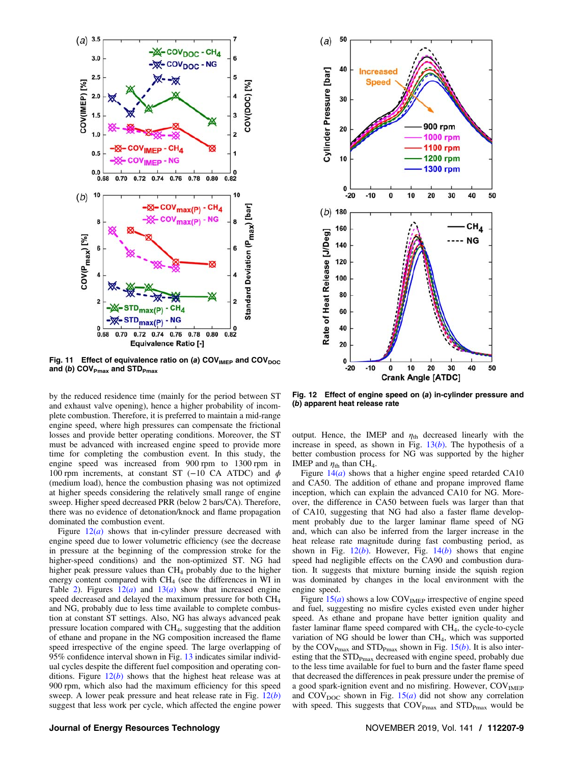Fig. 11 Effect of equivalence ratio on (*a*) $COV_{IMEP}$ and $COV_{DOC}$ and (*b*) $COV_{Pmax}$ and $STD_{Pmax}$

Fig. 12 Effect of engine speed on (*a*) in-cylinder pressure and (*b*) apparent heat release rate

by the reduced residence time (mainly for the period between ST and exhaust valve opening), hence a higher probability of incomplete combustion. Therefore, it is preferred to maintain a mid-range engine speed, where high pressures can compensate the frictional losses and provide better operating conditions. Moreover, the ST must be advanced with increased engine speed to provide more time for completing the combustion event. In this study, the engine speed was increased from 900 rpm to 1300 rpm in 100 rpm increments, at constant ST (−10 CA ATDC) and $\phi$ (medium load), hence the combustion phasing was not optimized at higher speeds considering the relatively small range of engine sweep. Higher speed decreased PRR (below 2 bars/CA). Therefore, there was no evidence of detonation/knock and flame propagation dominated the combustion event.

Figure 12(*a*) shows that in-cylinder pressure decreased with engine speed due to lower volumetric efficiency (see the decrease in pressure at the beginning of the compression stroke for the higher-speed conditions) and the non-optimized ST. NG had higher peak pressure values than $CH_4$ probably due to the higher energy content compared with $CH_4$ (see the differences in WI in Table 2). Figures 12(*a*) and 13(*a*) show that increased engine speed decreased and delayed the maximum pressure for both $CH_4$ and NG, probably due to less time available to complete combustion at constant ST settings. Also, NG has always advanced peak pressure location compared with $CH_4$, suggesting that the addition of ethane and propane in the NG composition increased the flame speed irrespective of the engine speed. The large overlapping of 95% confidence interval shown in Fig. 13 indicates similar individual cycles despite the different fuel composition and operating conditions. Figure 12(*b*) shows that the highest heat release was at 900 rpm, which also had the maximum efficiency for this speed sweep. A lower peak pressure and heat release rate in Fig. 12(*b*) suggest that less work per cycle, which affected the engine power output. Hence, the IMEP and $\eta_{th}$ decreased linearly with the increase in speed, as shown in Fig. 13(*b*). The hypothesis of a better combustion process for NG was supported by the higher IMEP and $\eta_{th}$ than $CH_4$.

Figure 14(*a*) shows that a higher engine speed retarded CA10 and CA50. The addition of ethane and propane improved flame inception, which can explain the advanced CA10 for NG. Moreover, the difference in CA50 between fuels was larger than that of CA10, suggesting that NG had also a faster flame development probably due to the larger laminar flame speed of NG and, which can also be inferred from the larger increase in the heat release rate magnitude during fast combusting period, as shown in Fig. 12(*b*). However, Fig. 14(*b*) shows that engine speed had negligible effects on the CA90 and combustion duration. It suggests that mixture burning inside the squish region was dominated by changes in the local environment with the engine speed.

Figure 15(*a*) shows a low $COV_{IMEP}$ irrespective of engine speed and fuel, suggesting no misfire cycles existed even under higher speed. As ethane and propane have better ignition quality and faster laminar flame speed compared with $CH_4$, the cycle-to-cycle variation of NG should be lower than $CH_4$, which was supported by the $COV_{Pmax}$ and $STD_{Pmax}$ shown in Fig. 15(*b*). It is also interesting that the $STD_{Pmax}$ decreased with engine speed, probably due to the less time available for fuel to burn and the faster flame speed that decreased the differences in peak pressure under the premise of a good spark-ignition event and no misfiring. However, $COV_{IMEP}$ and $COV_{DOC}$ shown in Fig. 15(*a*) did not show any correlation with speed. This suggests that $COV_{Pmax}$ and $STD_{Pmax}$ would be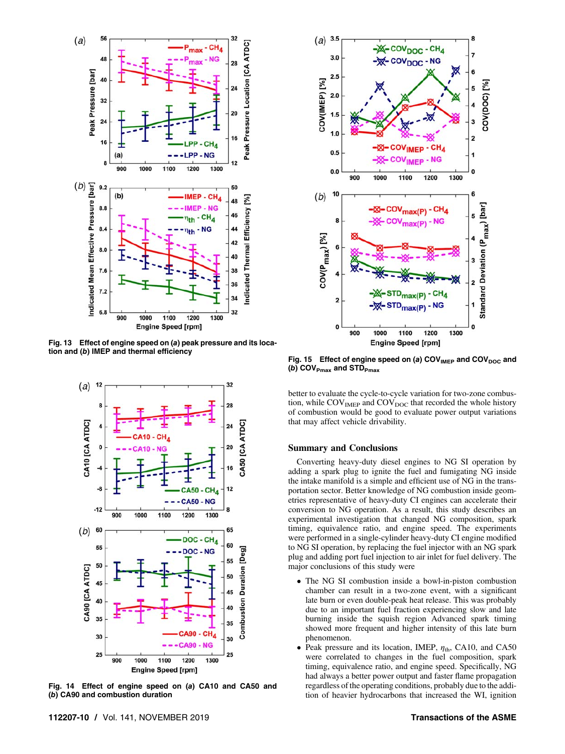Fig. 13 Effect of engine speed on (*a*) peak pressure and its location and (*b*) IMEP and thermal efficiency

Fig. 14 Effect of engine speed on (*a*) CA10 and CA50 and (*b*) CA90 and combustion duration

Fig. 15 Effect of engine speed on (*a*) $COV_{IMEP}$ and $COV_{DOC}$ and (*b*) $COV_{Pmax}$ and $STD_{Pmax}$

better to evaluate the cycle-to-cycle variation for two-zone combustion, while $COV_{IMEP}$ and $COV_{DOC}$ that recorded the whole history of combustion would be good to evaluate power output variations that may affect vehicle drivability.

## Summary and Conclusions

Converting heavy-duty diesel engines to NG SI operation by adding a spark plug to ignite the fuel and fumigating NG inside the intake manifold is a simple and efficient use of NG in the transportation sector. Better knowledge of NG combustion inside geometries representative of heavy-duty CI engines can accelerate their conversion to NG operation. As a result, this study describes an experimental investigation that changed NG composition, spark timing, equivalence ratio, and engine speed. The experiments were performed in a single-cylinder heavy-duty CI engine modified to NG SI operation, by replacing the fuel injector with an NG spark plug and adding port fuel injection to air inlet for fuel delivery. The major conclusions of this study were

- The NG SI combustion inside a bowl-in-piston combustion chamber can result in a two-zone event, with a significant late burn or even double-peak heat release. This was probably due to an important fuel fraction experiencing slow and late burning inside the squish region Advanced spark timing showed more frequent and higher intensity of this late burn phenomenon.
- Peak pressure and its location, IMEP, $\eta_{th}$, CA10, and CA50 were correlated to changes in the fuel composition, spark timing, equivalence ratio, and engine speed. Specifically, NG had always a better power output and faster flame propagation regardless of the operating conditions, probably due to the addition of heavier hydrocarbons that increased the WI, ignition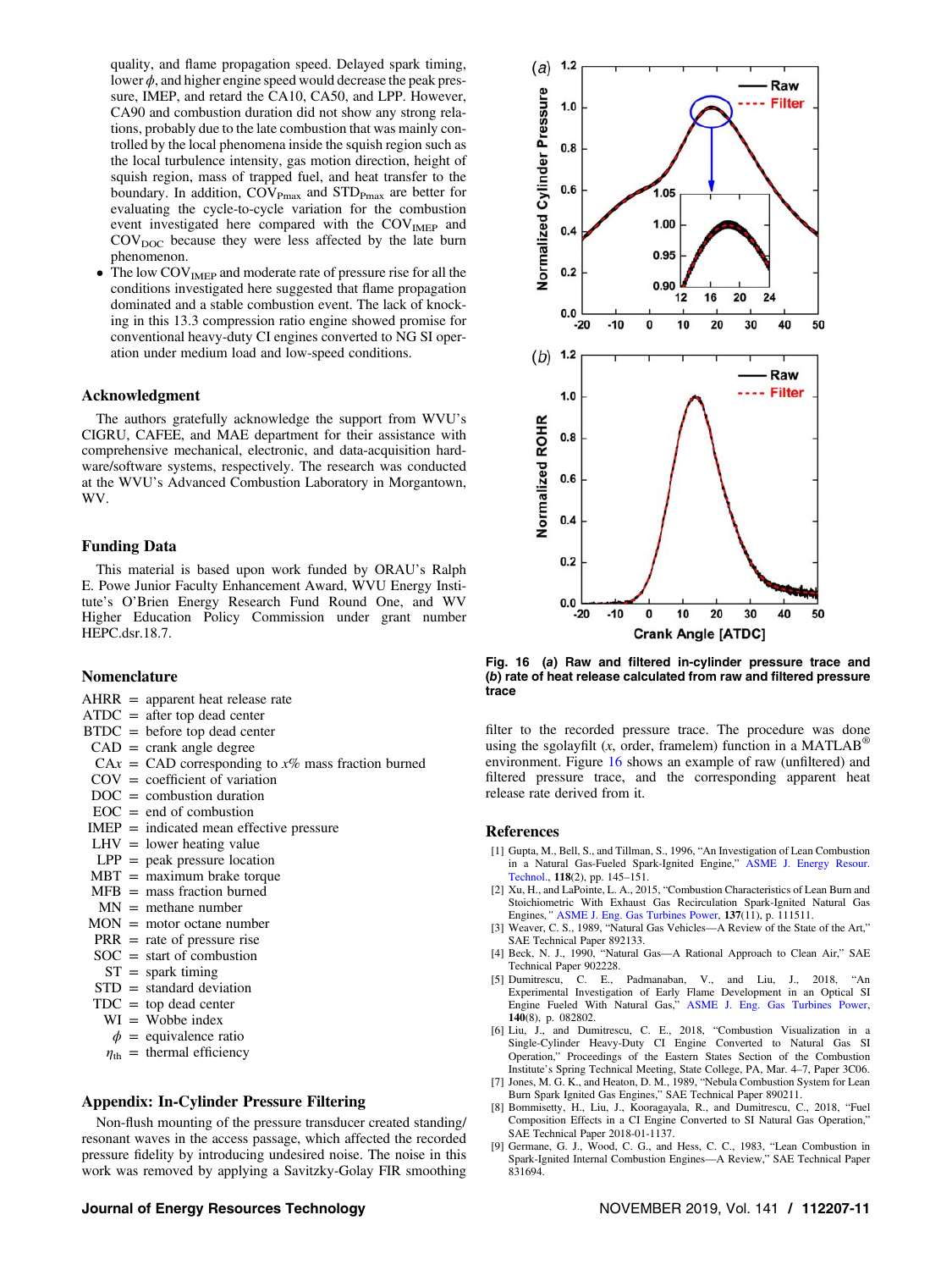quality, and flame propagation speed. Delayed spark timing, lower $\phi$, and higher engine speed would decrease the peak pressure, IMEP, and retard the CA10, CA50, and LPP. However, CA90 and combustion duration did not show any strong relations, probably due to the late combustion that was mainly controlled by the local phenomena inside the squish region such as the local turbulence intensity, gas motion direction, height of squish region, mass of trapped fuel, and heat transfer to the boundary. In addition, $COV_{Pmax}$ and $STD_{Pmax}$ are better for evaluating the cycle-to-cycle variation for the combustion event investigated here compared with the $COV_{IMEP}$ and $COV_{DOC}$ because they were less affected by the late burn phenomenon.

- The low $COV_{IMEP}$ and moderate rate of pressure rise for all the conditions investigated here suggested that flame propagation dominated and a stable combustion event. The lack of knocking in this 13.3 compression ratio engine showed promise for conventional heavy-duty CI engines converted to NG SI operation under medium load and low-speed conditions.

## Acknowledgment

The authors gratefully acknowledge the support from WVU's CIGRU, CAFEE, and MAE department for their assistance with comprehensive mechanical, electronic, and data-acquisition hardware/software systems, respectively. The research was conducted at the WVU's Advanced Combustion Laboratory in Morgantown, WV.

## Funding Data

This material is based upon work funded by ORAU's Ralph E. Powe Junior Faculty Enhancement Award, WVU Energy Institute's O'Brien Energy Research Fund Round One, and WV Higher Education Policy Commission under grant number HEPC.dsr.18.7.

## Nomenclature

- AHRR = apparent heat release rate
- ATDC = after top dead center
- BTDC = before top dead center
- CAD = crank angle degree
- CA$x$ = CAD corresponding to $x$% mass fraction burned
- COV = coefficient of variation
- DOC = combustion duration
- EOC = end of combustion
- IMEP = indicated mean effective pressure
- LHV = lower heating value
- LPP = peak pressure location
- MBT = maximum brake torque
- MFB = mass fraction burned
- MN = methane number
- MON = motor octane number
- PRR = rate of pressure rise
- SOC = start of combustion
- ST = spark timing
- STD = standard deviation
- TDC = top dead center
- WI = Wobbe index
- $\phi$ = equivalence ratio
- $\eta_{th}$ = thermal efficiency

## Appendix: In-Cylinder Pressure Filtering

Non-flush mounting of the pressure transducer created standing/resonant waves in the access passage, which affected the recorded pressure fidelity by introducing undesired noise. The noise in this work was removed by applying a Savitzky-Golay FIR smoothing filter to the recorded pressure trace. The procedure was done using the sgolayfilt ($x$, order, framelem) function in a MATLAB® environment. Figure 16 shows an example of raw (unfiltered) and filtered pressure trace, and the corresponding apparent heat release rate derived from it.

**Fig. 16 (a) Raw and filtered in-cylinder pressure trace and (b) rate of heat release calculated from raw and filtered pressure trace**

## References

[1] Gupta, M., Bell, S., and Tillman, S., 1996, "An Investigation of Lean Combustion in a Natural Gas-Fueled Spark-Ignited Engine," ASME J. Energy Resour. Technol., **118**(2), pp. 145–151.

[2] Xu, H., and LaPointe, L. A., 2015, "Combustion Characteristics of Lean Burn and Stoichiometric With Exhaust Gas Recirculation Spark-Ignited Natural Gas Engines," ASME J. Eng. Gas Turbines Power, **137**(11), p. 111511.

[3] Weaver, C. S., 1989, "Natural Gas Vehicles—A Review of the State of the Art," SAE Technical Paper 892133.

[4] Beck, N. J., 1990, "Natural Gas—A Rational Approach to Clean Air," SAE Technical Paper 902228.

[5] Dumitrescu, C. E., Padmanaban, V., and Liu, J., 2018, "An Experimental Investigation of Early Flame Development in an Optical SI Engine Fueled With Natural Gas," ASME J. Eng. Gas Turbines Power, **140**(8), p. 082802.

[6] Liu, J., and Dumitrescu, C. E., 2018, "Combustion Visualization in a Single-Cylinder Heavy-Duty CI Engine Converted to Natural Gas SI Operation," Proceedings of the Eastern States Section of the Combustion Institute's Spring Technical Meeting, State College, PA, Mar. 4–7, Paper 3C06.

[7] Jones, M. G. K., and Heaton, D. M., 1989, "Nebula Combustion System for Lean Burn Spark Ignited Gas Engines," SAE Technical Paper 890211.

[8] Bommisetty, H., Liu, J., Kooragayala, R., and Dumitrescu, C., 2018, "Fuel Composition Effects in a CI Engine Converted to SI Natural Gas Operation," SAE Technical Paper 2018-01-1137.

[9] Germane, G. J., Wood, C. G., and Hess, C. C., 1983, "Lean Combustion in Spark-Ignited Internal Combustion Engines—A Review," SAE Technical Paper 831694.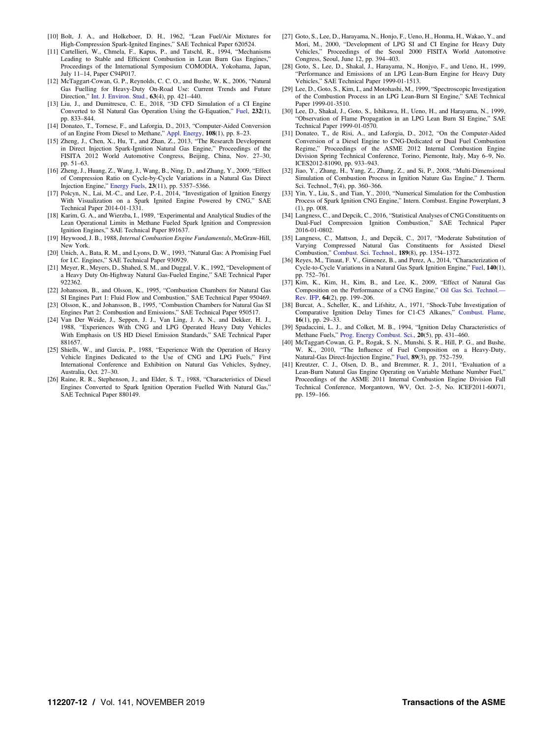[10] Bolt, J. A., and Holkeboer, D. H., 1962, "Lean Fuel/Air Mixtures for High-Compression Spark-Ignited Engines," SAE Technical Paper 620524.

[11] Cartellieri, W., Chmela, F., Kapus, P., and Tatschl, R., 1994, "Mechanisms Leading to Stable and Efficient Combustion in Lean Burn Gas Engines," Proceedings of the International Symposium COMODIA, Yokohama, Japan, July 11–14, Paper C94P017.

[12] McTaggart-Cowan, G. P., Reynolds, C. C. O., and Bushe, W. K., 2006, "Natural Gas Fuelling for Heavy-Duty On-Road Use: Current Trends and Future Direction," Int. J. Environ. Stud., **63**(4), pp. 421–440.

[13] Liu, J., and Dumitrescu, C. E., 2018, "3D CFD Simulation of a CI Engine Converted to SI Natural Gas Operation Using the G-Equation," Fuel, **232**(1), pp. 833–844.

[14] Donateo, T., Tornese, F., and Laforgia, D., 2013, "Computer-Aided Conversion of an Engine From Diesel to Methane," Appl. Energy, **108**(1), pp. 8–23.

[15] Zheng, J., Chen, X., Hu, T., and Zhan, Z., 2013, "The Research Development in Direct Injection Spark-Ignition Natural Gas Engine," Proceedings of the FISITA 2012 World Automotive Congress, Beijing, China, Nov. 27–30, pp. 51–63.

[16] Zheng, J., Huang, Z., Wang, J., Wang, B., Ning, D., and Zhang, Y., 2009, "Effect of Compression Ratio on Cycle-by-Cycle Variations in a Natural Gas Direct Injection Engine," Energy Fuels, **23**(11), pp. 5357–5366.

[17] Polcyn, N., Lai, M.-C., and Lee, P.-I., 2014, "Investigation of Ignition Energy With Visualization on a Spark Ignited Engine Powered by CNG," SAE Technical Paper 2014-01-1331.

[18] Karim, G. A., and Wierzba, I., 1989, "Experimental and Analytical Studies of the Lean Operational Limits in Methane Fueled Spark Ignition and Compression Ignition Engines," SAE Technical Paper 891637.

[19] Heywood, J. B., 1988, *Internal Combustion Engine Fundamentals*, McGraw-Hill, New York.

[20] Unich, A., Bata, R. M., and Lyons, D. W., 1993, "Natural Gas: A Promising Fuel for I.C. Engines," SAE Technical Paper 930929.

[21] Meyer, R., Meyers, D., Shahed, S. M., and Duggal, V. K., 1992, "Development of a Heavy Duty On-Highway Natural Gas-Fueled Engine," SAE Technical Paper 922362.

[22] Johansson, B., and Olsson, K., 1995, "Combustion Chambers for Natural Gas SI Engines Part 1: Fluid Flow and Combustion," SAE Technical Paper 950469.

[23] Olsson, K., and Johansson, B., 1995, "Combustion Chambers for Natural Gas SI Engines Part 2: Combustion and Emissions," SAE Technical Paper 950517.

[24] Van Der Weide, J., Seppen, J. J., Van Ling, J. A. N., and Dekker, H. J., 1988, "Experiences With CNG and LPG Operated Heavy Duty Vehicles With Emphasis on US HD Diesel Emission Standards," SAE Technical Paper 881657.

[25] Shiells, W., and Garcia, P., 1988, "Experience With the Operation of Heavy Vehicle Engines Dedicated to the Use of CNG and LPG Fuels," First International Conference and Exhibition on Natural Gas Vehicles, Sydney, Australia, Oct. 27–30.

[26] Raine, R. R., Stephenson, J., and Elder, S. T., 1988, "Characteristics of Diesel Engines Converted to Spark Ignition Operation Fuelled With Natural Gas," SAE Technical Paper 880149.

[27] Goto, S., Lee, D., Harayama, N., Honjo, F., Ueno, H., Honma, H., Wakao, Y., and Mori, M., 2000, "Development of LPG SI and CI Engine for Heavy Duty Vehicles," Proceedings of the Seoul 2000 FISITA World Automotive Congress, Seoul, June 12, pp. 394–403.

[28] Goto, S., Lee, D., Shakal, J., Harayama, N., Honjyo, F., and Ueno, H., 1999, "Performance and Emissions of an LPG Lean-Burn Engine for Heavy Duty Vehicles," SAE Technical Paper 1999-01-1513.

[29] Lee, D., Goto, S., Kim, I., and Motohashi, M., 1999, "Spectroscopic Investigation of the Combustion Process in an LPG Lean-Burn SI Engine," SAE Technical Paper 1999-01-3510.

[30] Lee, D., Shakal, J., Goto, S., Ishikawa, H., Ueno, H., and Harayama, N., 1999, "Observation of Flame Propagation in an LPG Lean Burn SI Engine," SAE Technical Paper 1999-01-0570.

[31] Donateo, T., de Risi, A., and Laforgia, D., 2012, "On the Computer-Aided Conversion of a Diesel Engine to CNG-Dedicated or Dual Fuel Combustion Regime," Proceedings of the ASME 2012 Internal Combustion Engine Division Spring Technical Conference, Torino, Piemonte, Italy, May 6–9, No. ICES2012-81090, pp. 933–943.

[32] Jiao, Y., Zhang, H., Yang, Z., Zhang, Z., and Si, P., 2008, "Multi-Dimensional Simulation of Combustion Process in Ignition Nature Gas Engine," J. Therm. Sci. Technol., **7**(4), pp. 360–366.

[33] Yin, Y., Liu, S., and Tian, Y., 2010, "Numerical Simulation for the Combustion Process of Spark Ignition CNG Engine," Intern. Combust. Engine Powerplant, **3** (1), pp. 008.

[34] Langness, C., and Depcik, C., 2016, "Statistical Analyses of CNG Constituents on Dual-Fuel Compression Ignition Combustion," SAE Technical Paper 2016-01-0802.

[35] Langness, C., Mattson, J., and Depcik, C., 2017, "Moderate Substitution of Varying Compressed Natural Gas Constituents for Assisted Diesel Combustion," Combust. Sci. Technol., **189**(8), pp. 1354–1372.

[36] Reyes, M., Tinaut, F. V., Gimenez, B., and Perez, A., 2014, "Characterization of Cycle-to-Cycle Variations in a Natural Gas Spark Ignition Engine," Fuel, **140**(1), pp. 752–761.

[37] Kim, K., Kim, H., Kim, B., and Lee, K., 2009, "Effect of Natural Gas Composition on the Performance of a CNG Engine," Oil Gas Sci. Technol.—Rev. IFP, **64**(2), pp. 199–206.

[38] Burcat, A., Scheller, K., and Lifshitz, A., 1971, "Shock-Tube Investigation of Comparative Ignition Delay Times for C1-C5 Alkanes," Combust. Flame, **16**(1), pp. 29–33.

[39] Spadaccini, L. J., and Colket, M. B., 1994, "Ignition Delay Characteristics of Methane Fuels," Prog. Energy Combust. Sci., **20**(5), pp. 431–460.

[40] McTaggart-Cowan, G. P., Rogak, S. N., Munshi, S. R., Hill, P. G., and Bushe, W. K., 2010, "The Influence of Fuel Composition on a Heavy-Duty, Natural-Gas Direct-Injection Engine," Fuel, **89**(3), pp. 752–759.

[41] Kreutzer, C. J., Olsen, D. B., and Bremmer, R. J., 2011, "Evaluation of a Lean-Burn Natural Gas Engine Operating on Variable Methane Number Fuel," Proceedings of the ASME 2011 Internal Combustion Engine Division Fall Technical Conference, Morgantown, WV, Oct. 2–5, No. ICEF2011-60071, pp. 159–166.